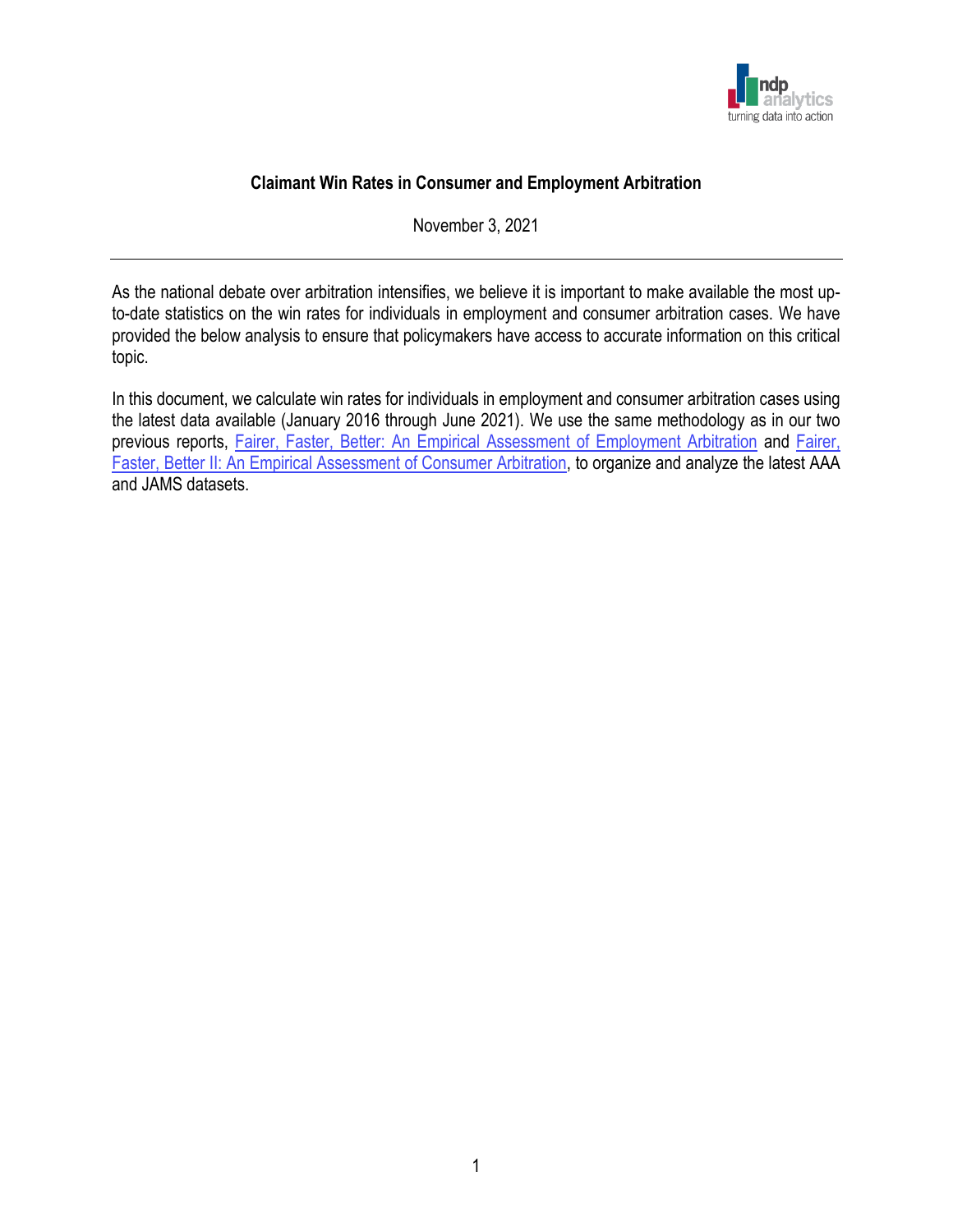# Claimant Win Rates in Consumer and Employment Arbitration

November 3, 2021

---

As the national debate over arbitration intensifies, we believe it is important to make available the most up-to-date statistics on the win rates for individuals in employment and consumer arbitration cases. We have provided the below analysis to ensure that policymakers have access to accurate information on this critical topic.

In this document, we calculate win rates for individuals in employment and consumer arbitration cases using the latest data available (January 2016 through June 2021). We use the same methodology as in our two previous reports, Fairer, Faster, Better: An Empirical Assessment of Employment Arbitration and Fairer, Faster, Better II: An Empirical Assessment of Consumer Arbitration, to organize and analyze the latest AAA and JAMS datasets.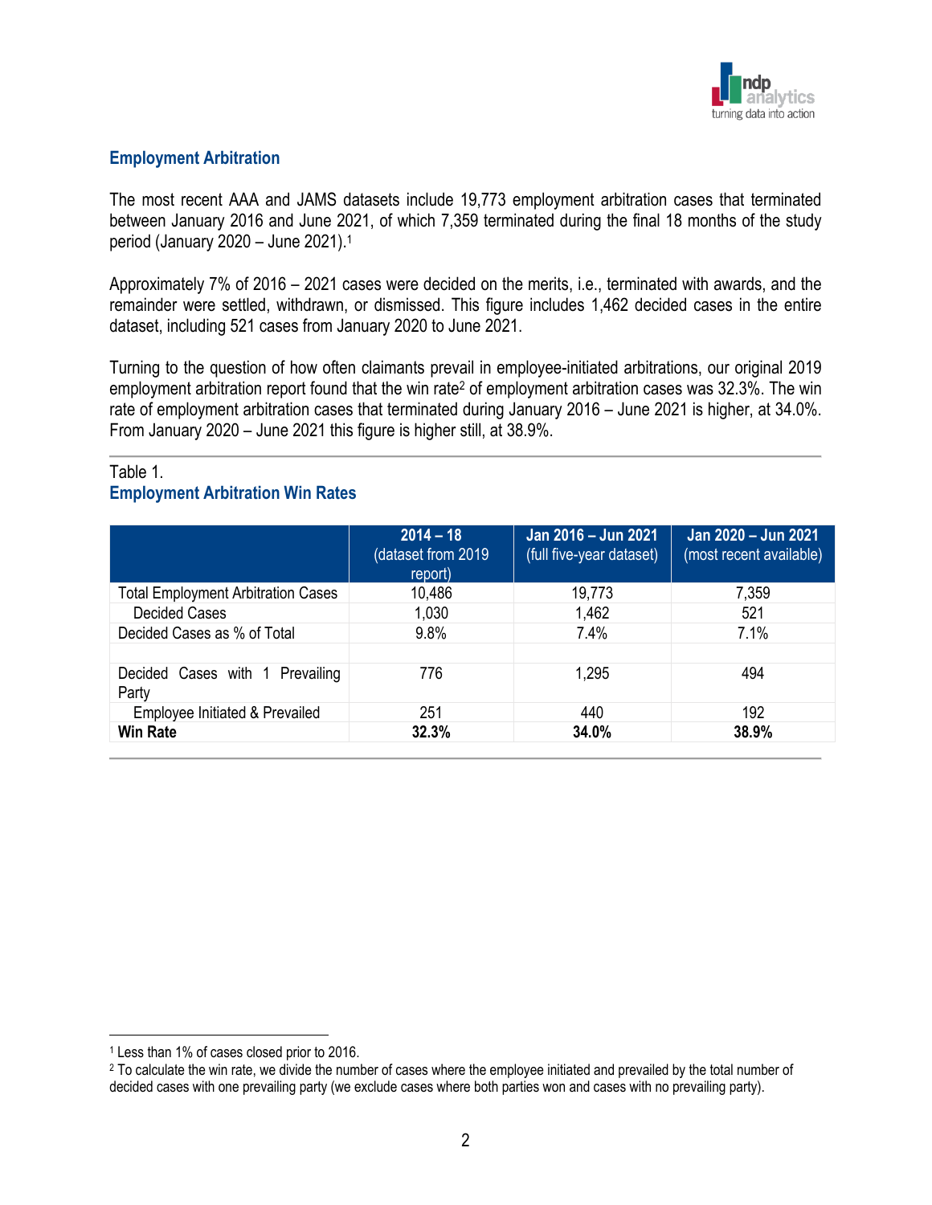## Employment Arbitration

The most recent AAA and JAMS datasets include 19,773 employment arbitration cases that terminated between January 2016 and June 2021, of which 7,359 terminated during the final 18 months of the study period (January 2020 – June 2021).[1]

Approximately 7% of 2016 – 2021 cases were decided on the merits, i.e., terminated with awards, and the remainder were settled, withdrawn, or dismissed. This figure includes 1,462 decided cases in the entire dataset, including 521 cases from January 2020 to June 2021.

Turning to the question of how often claimants prevail in employee-initiated arbitrations, our original 2019 employment arbitration report found that the win rate[2] of employment arbitration cases was 32.3%. The win rate of employment arbitration cases that terminated during January 2016 – June 2021 is higher, at 34.0%. From January 2020 – June 2021 this figure is higher still, at 38.9%.

Table 1.
**Employment Arbitration Win Rates**

| | **2014 – 18** (dataset from 2019 report) | **Jan 2016 – Jun 2021** (full five-year dataset) | **Jan 2020 – Jun 2021** (most recent available) |
|---|---|---|---|
| Total Employment Arbitration Cases | 10,486 | 19,773 | 7,359 |
| Decided Cases | 1,030 | 1,462 | 521 |
| Decided Cases as % of Total | 9.8% | 7.4% | 7.1% |
| | | | |
| Decided Cases with 1 Prevailing Party | 776 | 1,295 | 494 |
| Employee Initiated & Prevailed | 251 | 440 | 192 |
| **Win Rate** | **32.3%** | **34.0%** | **38.9%** |

[1] Less than 1% of cases closed prior to 2016.

[2] To calculate the win rate, we divide the number of cases where the employee initiated and prevailed by the total number of decided cases with one prevailing party (we exclude cases where both parties won and cases with no prevailing party).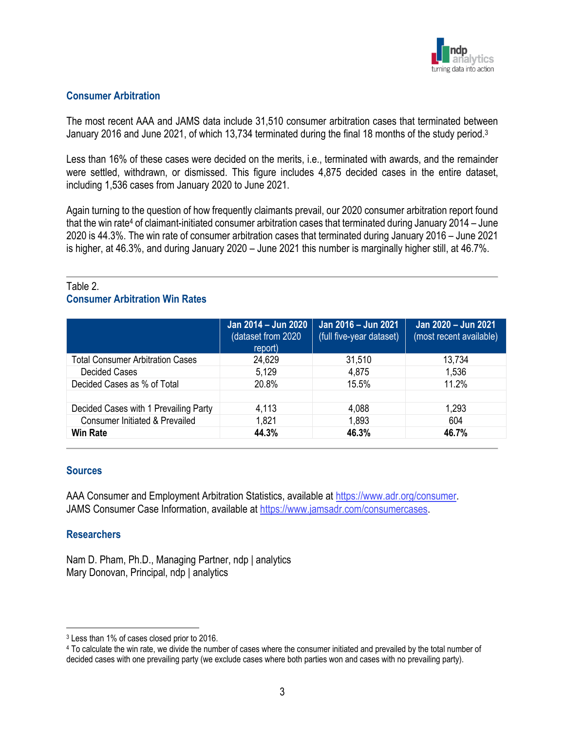## Consumer Arbitration

The most recent AAA and JAMS data include 31,510 consumer arbitration cases that terminated between January 2016 and June 2021, of which 13,734 terminated during the final 18 months of the study period.[3]

Less than 16% of these cases were decided on the merits, i.e., terminated with awards, and the remainder were settled, withdrawn, or dismissed. This figure includes 4,875 decided cases in the entire dataset, including 1,536 cases from January 2020 to June 2021.

Again turning to the question of how frequently claimants prevail, our 2020 consumer arbitration report found that the win rate[4] of claimant-initiated consumer arbitration cases that terminated during January 2014 – June 2020 is 44.3%. The win rate of consumer arbitration cases that terminated during January 2016 – June 2021 is higher, at 46.3%, and during January 2020 – June 2021 this number is marginally higher still, at 46.7%.

Table 2.
### Consumer Arbitration Win Rates

| | **Jan 2014 – Jun 2020** (dataset from 2020 report) | **Jan 2016 – Jun 2021** (full five-year dataset) | **Jan 2020 – Jun 2021** (most recent available) |
|---|---|---|---|
| Total Consumer Arbitration Cases | 24,629 | 31,510 | 13,734 |
| Decided Cases | 5,129 | 4,875 | 1,536 |
| Decided Cases as % of Total | 20.8% | 15.5% | 11.2% |
| | | | |
| Decided Cases with 1 Prevailing Party | 4,113 | 4,088 | 1,293 |
| Consumer Initiated & Prevailed | 1,821 | 1,893 | 604 |
| **Win Rate** | **44.3%** | **46.3%** | **46.7%** |

## Sources

AAA Consumer and Employment Arbitration Statistics, available at https://www.adr.org/consumer.
JAMS Consumer Case Information, available at https://www.jamsadr.com/consumercases.

## Researchers

Nam D. Pham, Ph.D., Managing Partner, ndp | analytics
Mary Donovan, Principal, ndp | analytics

[3] Less than 1% of cases closed prior to 2016.

[4] To calculate the win rate, we divide the number of cases where the consumer initiated and prevailed by the total number of decided cases with one prevailing party (we exclude cases where both parties won and cases with no prevailing party).